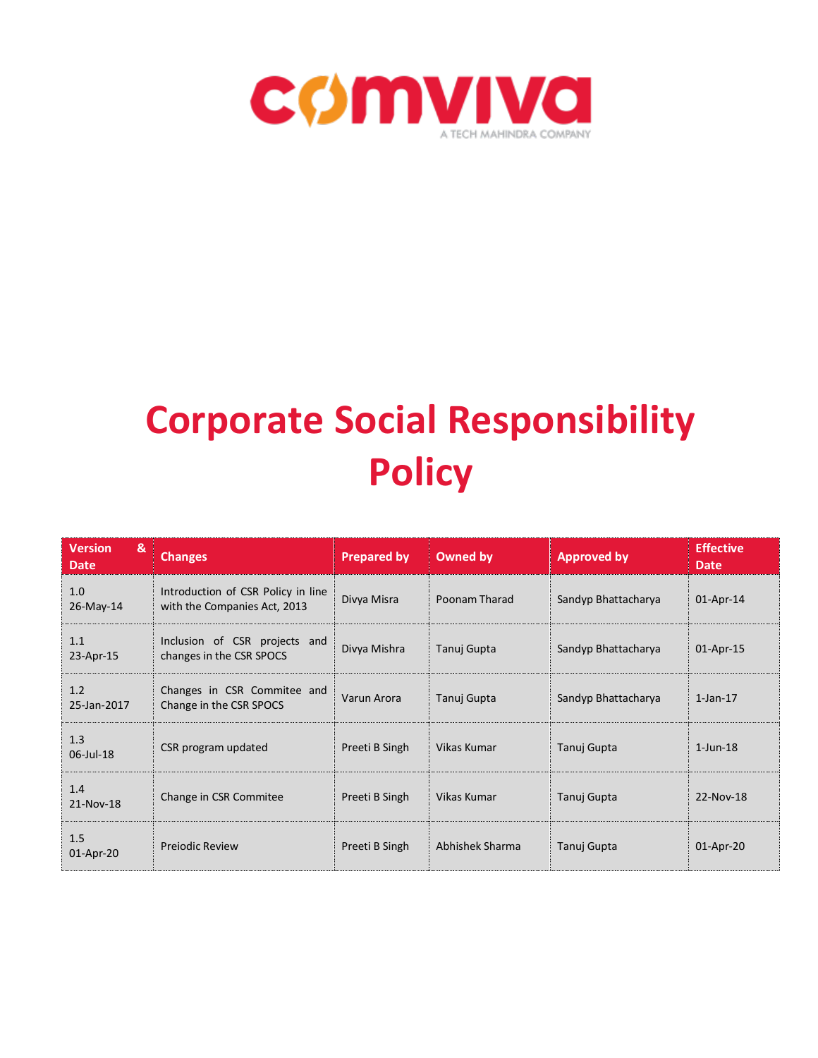comviva

A TECH MAHINDRA COMPANY

# Corporate Social Responsibility Policy

| Version & Date | Changes | Prepared by | Owned by | Approved by | Effective Date |
|---|---|---|---|---|---|
| 1.0 26-May-14 | Introduction of CSR Policy in line with the Companies Act, 2013 | Divya Misra | Poonam Tharad | Sandyp Bhattacharya | 01-Apr-14 |
| 1.1 23-Apr-15 | Inclusion of CSR projects and changes in the CSR SPOCS | Divya Mishra | Tanuj Gupta | Sandyp Bhattacharya | 01-Apr-15 |
| 1.2 25-Jan-2017 | Changes in CSR Commitee and Change in the CSR SPOCS | Varun Arora | Tanuj Gupta | Sandyp Bhattacharya | 1-Jan-17 |
| 1.3 06-Jul-18 | CSR program updated | Preeti B Singh | Vikas Kumar | Tanuj Gupta | 1-Jun-18 |
| 1.4 21-Nov-18 | Change in CSR Commitee | Preeti B Singh | Vikas Kumar | Tanuj Gupta | 22-Nov-18 |
| 1.5 01-Apr-20 | Preiodic Review | Preeti B Singh | Abhishek Sharma | Tanuj Gupta | 01-Apr-20 |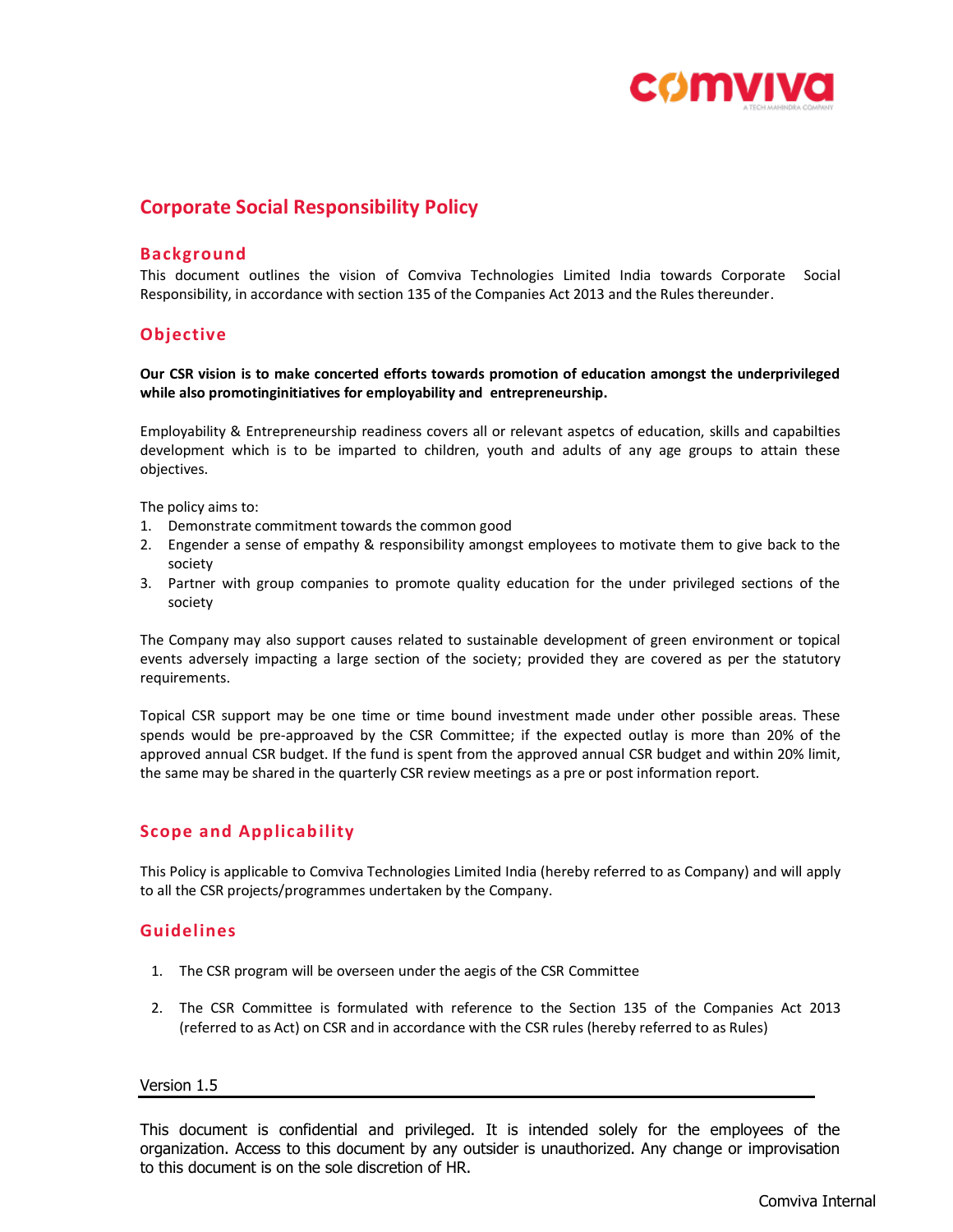# Corporate Social Responsibility Policy

## Background

This document outlines the vision of Comviva Technologies Limited India towards Corporate Social Responsibility, in accordance with section 135 of the Companies Act 2013 and the Rules thereunder.

## Objective

**Our CSR vision is to make concerted efforts towards promotion of education amongst the underprivileged while also promotinginitiatives for employability and entrepreneurship.**

Employability & Entrepreneurship readiness covers all or relevant aspetcs of education, skills and capabilties development which is to be imparted to children, youth and adults of any age groups to attain these objectives.

The policy aims to:

1. Demonstrate commitment towards the common good
2. Engender a sense of empathy & responsibility amongst employees to motivate them to give back to the society
3. Partner with group companies to promote quality education for the under privileged sections of the society

The Company may also support causes related to sustainable development of green environment or topical events adversely impacting a large section of the society; provided they are covered as per the statutory requirements.

Topical CSR support may be one time or time bound investment made under other possible areas. These spends would be pre-approaved by the CSR Committee; if the expected outlay is more than 20% of the approved annual CSR budget. If the fund is spent from the approved annual CSR budget and within 20% limit, the same may be shared in the quarterly CSR review meetings as a pre or post information report.

## Scope and Applicability

This Policy is applicable to Comviva Technologies Limited India (hereby referred to as Company) and will apply to all the CSR projects/programmes undertaken by the Company.

## Guidelines

1. The CSR program will be overseen under the aegis of the CSR Committee
2. The CSR Committee is formulated with reference to the Section 135 of the Companies Act 2013 (referred to as Act) on CSR and in accordance with the CSR rules (hereby referred to as Rules)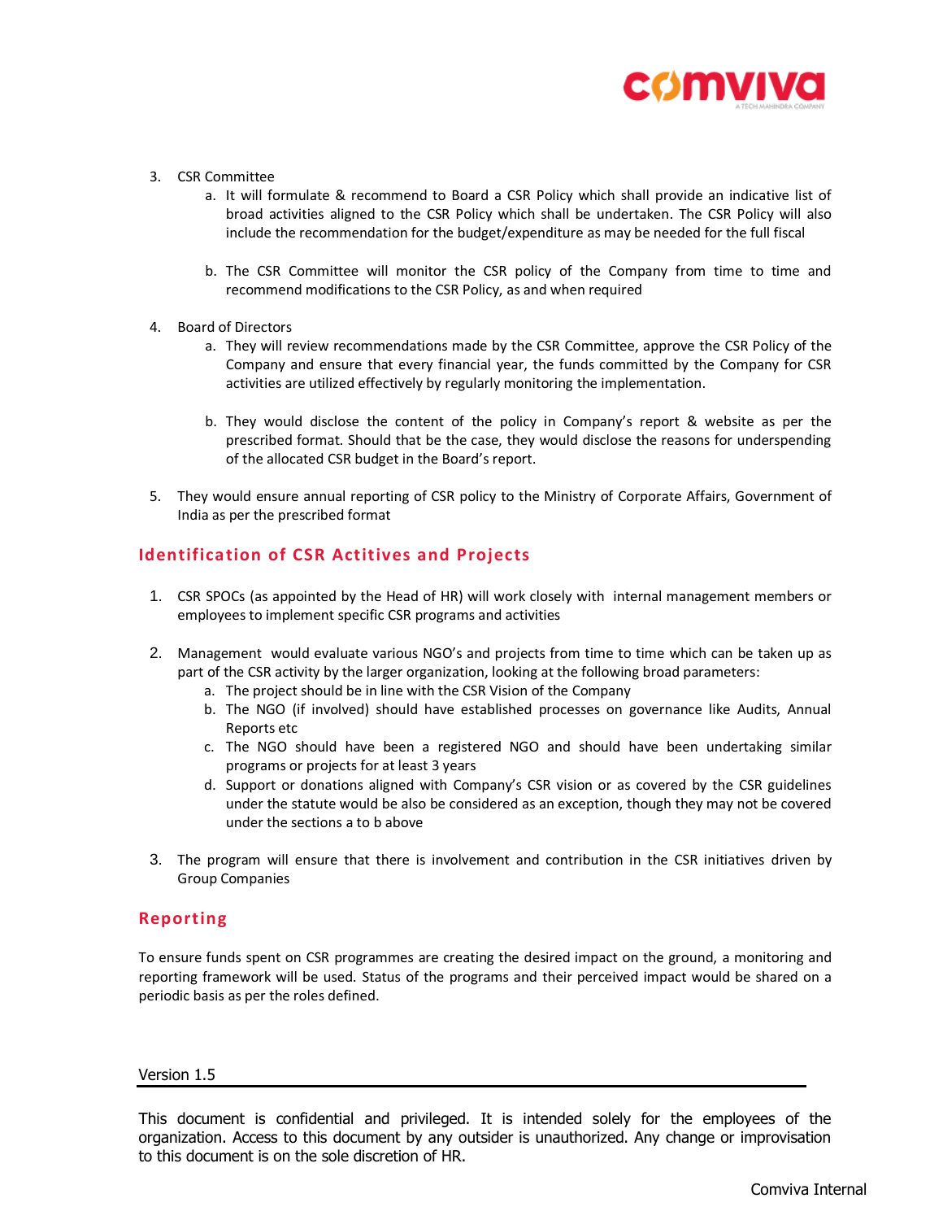3. CSR Committee
    a. It will formulate & recommend to Board a CSR Policy which shall provide an indicative list of broad activities aligned to the CSR Policy which shall be undertaken. The CSR Policy will also include the recommendation for the budget/expenditure as may be needed for the full fiscal

    b. The CSR Committee will monitor the CSR policy of the Company from time to time and recommend modifications to the CSR Policy, as and when required

4. Board of Directors
    a. They will review recommendations made by the CSR Committee, approve the CSR Policy of the Company and ensure that every financial year, the funds committed by the Company for CSR activities are utilized effectively by regularly monitoring the implementation.

    b. They would disclose the content of the policy in Company's report & website as per the prescribed format. Should that be the case, they would disclose the reasons for underspending of the allocated CSR budget in the Board's report.

5. They would ensure annual reporting of CSR policy to the Ministry of Corporate Affairs, Government of India as per the prescribed format

## Identification of CSR Actitives and Projects

1. CSR SPOCs (as appointed by the Head of HR) will work closely with internal management members or employees to implement specific CSR programs and activities

2. Management would evaluate various NGO's and projects from time to time which can be taken up as part of the CSR activity by the larger organization, looking at the following broad parameters:
    a. The project should be in line with the CSR Vision of the Company
    b. The NGO (if involved) should have established processes on governance like Audits, Annual Reports etc
    c. The NGO should have been a registered NGO and should have been undertaking similar programs or projects for at least 3 years
    d. Support or donations aligned with Company's CSR vision or as covered by the CSR guidelines under the statute would be also be considered as an exception, though they may not be covered under the sections a to b above

3. The program will ensure that there is involvement and contribution in the CSR initiatives driven by Group Companies

## Reporting

To ensure funds spent on CSR programmes are creating the desired impact on the ground, a monitoring and reporting framework will be used. Status of the programs and their perceived impact would be shared on a periodic basis as per the roles defined.

Version 1.5

This document is confidential and privileged. It is intended solely for the employees of the organization. Access to this document by any outsider is unauthorized. Any change or improvisation to this document is on the sole discretion of HR.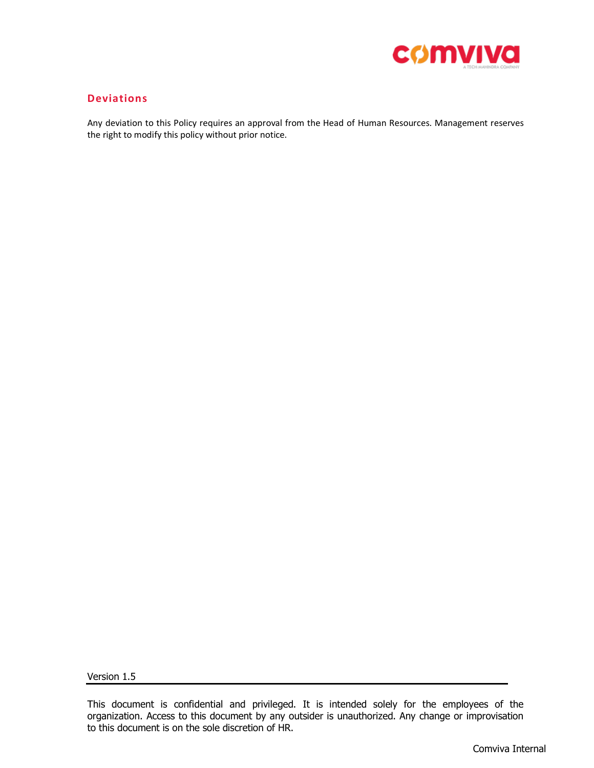## Deviations

Any deviation to this Policy requires an approval from the Head of Human Resources. Management reserves the right to modify this policy without prior notice.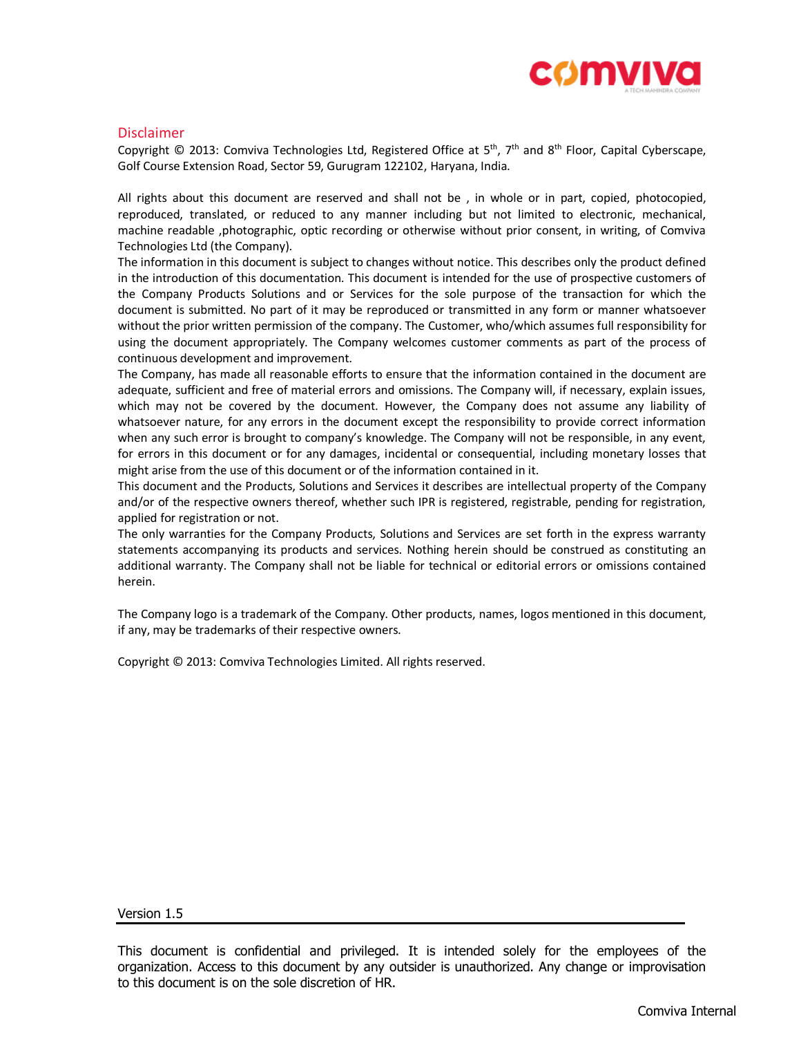## Disclaimer

Copyright © 2013: Comviva Technologies Ltd, Registered Office at 5th, 7th and 8th Floor, Capital Cyberscape, Golf Course Extension Road, Sector 59, Gurugram 122102, Haryana, India.

All rights about this document are reserved and shall not be , in whole or in part, copied, photocopied, reproduced, translated, or reduced to any manner including but not limited to electronic, mechanical, machine readable ,photographic, optic recording or otherwise without prior consent, in writing, of Comviva Technologies Ltd (the Company).

The information in this document is subject to changes without notice. This describes only the product defined in the introduction of this documentation. This document is intended for the use of prospective customers of the Company Products Solutions and or Services for the sole purpose of the transaction for which the document is submitted. No part of it may be reproduced or transmitted in any form or manner whatsoever without the prior written permission of the company. The Customer, who/which assumes full responsibility for using the document appropriately. The Company welcomes customer comments as part of the process of continuous development and improvement.

The Company, has made all reasonable efforts to ensure that the information contained in the document are adequate, sufficient and free of material errors and omissions. The Company will, if necessary, explain issues, which may not be covered by the document. However, the Company does not assume any liability of whatsoever nature, for any errors in the document except the responsibility to provide correct information when any such error is brought to company's knowledge. The Company will not be responsible, in any event, for errors in this document or for any damages, incidental or consequential, including monetary losses that might arise from the use of this document or of the information contained in it.

This document and the Products, Solutions and Services it describes are intellectual property of the Company and/or of the respective owners thereof, whether such IPR is registered, registrable, pending for registration, applied for registration or not.

The only warranties for the Company Products, Solutions and Services are set forth in the express warranty statements accompanying its products and services. Nothing herein should be construed as constituting an additional warranty. The Company shall not be liable for technical or editorial errors or omissions contained herein.

The Company logo is a trademark of the Company. Other products, names, logos mentioned in this document, if any, may be trademarks of their respective owners.

Copyright © 2013: Comviva Technologies Limited. All rights reserved.

Version 1.5

---

This document is confidential and privileged. It is intended solely for the employees of the organization. Access to this document by any outsider is unauthorized. Any change or improvisation to this document is on the sole discretion of HR.